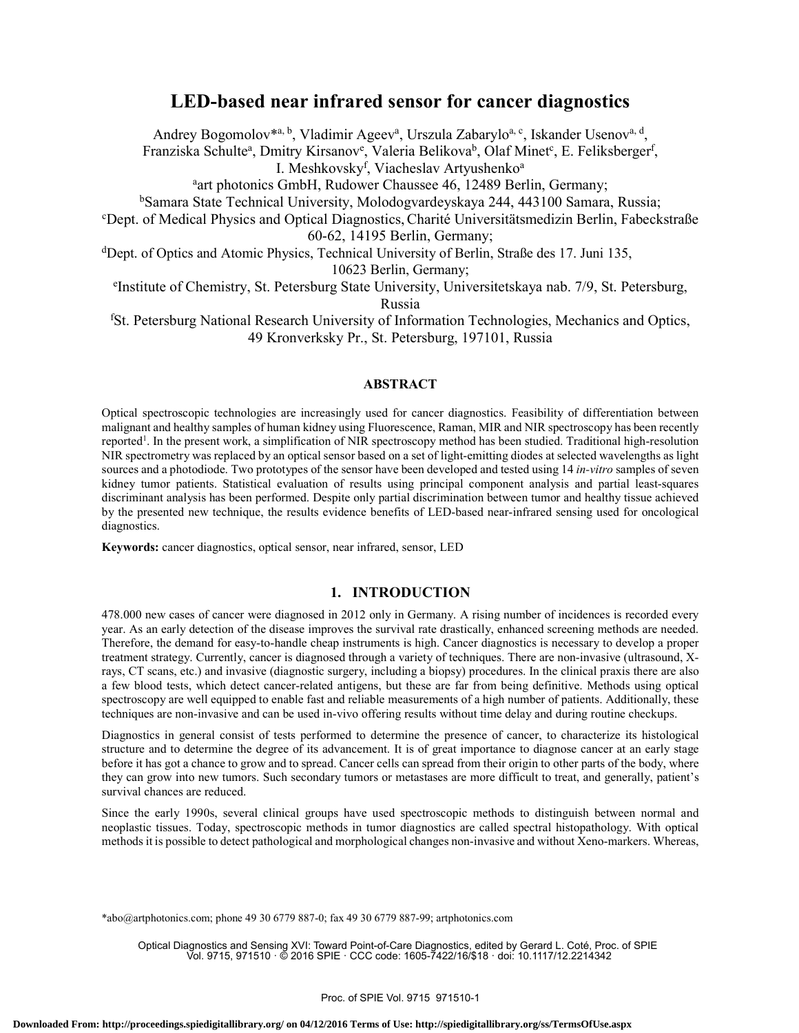# LED-based near infrared sensor for cancer diagnostics

Andrey Bogomolov*[a, b], Vladimir Ageev[a], Urszula Zabarylo[a, c], Iskander Usenov[a, d], Franziska Schulte[a], Dmitry Kirsanov[e], Valeria Belikova[b], Olaf Minet[c], E. Feliksberger[f], I. Meshkovsky[f], Viacheslav Artyushenko[a]

[a]art photonics GmbH, Rudower Chaussee 46, 12489 Berlin, Germany;
[b]Samara State Technical University, Molodogvardeyskaya 244, 443100 Samara, Russia;
[c]Dept. of Medical Physics and Optical Diagnostics, Charité Universitätsmedizin Berlin, Fabeckstraße 60-62, 14195 Berlin, Germany;
[d]Dept. of Optics and Atomic Physics, Technical University of Berlin, Straße des 17. Juni 135, 10623 Berlin, Germany;
[e]Institute of Chemistry, St. Petersburg State University, Universitetskaya nab. 7/9, St. Petersburg, Russia
[f]St. Petersburg National Research University of Information Technologies, Mechanics and Optics, 49 Kronverksky Pr., St. Petersburg, 197101, Russia

## ABSTRACT

Optical spectroscopic technologies are increasingly used for cancer diagnostics. Feasibility of differentiation between malignant and healthy samples of human kidney using Fluorescence, Raman, MIR and NIR spectroscopy has been recently reported[1]. In the present work, a simplification of NIR spectroscopy method has been studied. Traditional high-resolution NIR spectrometry was replaced by an optical sensor based on a set of light-emitting diodes at selected wavelengths as light sources and a photodiode. Two prototypes of the sensor have been developed and tested using 14 *in-vitro* samples of seven kidney tumor patients. Statistical evaluation of results using principal component analysis and partial least-squares discriminant analysis has been performed. Despite only partial discrimination between tumor and healthy tissue achieved by the presented new technique, the results evidence benefits of LED-based near-infrared sensing used for oncological diagnostics.

**Keywords:** cancer diagnostics, optical sensor, near infrared, sensor, LED

## 1. INTRODUCTION

478.000 new cases of cancer were diagnosed in 2012 only in Germany. A rising number of incidences is recorded every year. As an early detection of the disease improves the survival rate drastically, enhanced screening methods are needed. Therefore, the demand for easy-to-handle cheap instruments is high. Cancer diagnostics is necessary to develop a proper treatment strategy. Currently, cancer is diagnosed through a variety of techniques. There are non-invasive (ultrasound, X-rays, CT scans, etc.) and invasive (diagnostic surgery, including a biopsy) procedures. In the clinical praxis there are also a few blood tests, which detect cancer-related antigens, but these are far from being definitive. Methods using optical spectroscopy are well equipped to enable fast and reliable measurements of a high number of patients. Additionally, these techniques are non-invasive and can be used in-vivo offering results without time delay and during routine checkups.

Diagnostics in general consist of tests performed to determine the presence of cancer, to characterize its histological structure and to determine the degree of its advancement. It is of great importance to diagnose cancer at an early stage before it has got a chance to grow and to spread. Cancer cells can spread from their origin to other parts of the body, where they can grow into new tumors. Such secondary tumors or metastases are more difficult to treat, and generally, patient's survival chances are reduced.

Since the early 1990s, several clinical groups have used spectroscopic methods to distinguish between normal and neoplastic tissues. Today, spectroscopic methods in tumor diagnostics are called spectral histopathology. With optical methods it is possible to detect pathological and morphological changes non-invasive and without Xeno-markers. Whereas,

*abo@artphotonics.com; phone 49 30 6779 887-0; fax 49 30 6779 887-99; artphotonics.com

Optical Diagnostics and Sensing XVI: Toward Point-of-Care Diagnostics, edited by Gerard L. Coté, Proc. of SPIE Vol. 9715, 971510 · © 2016 SPIE · CCC code: 1605-7422/16/$18 · doi: 10.1117/12.2214342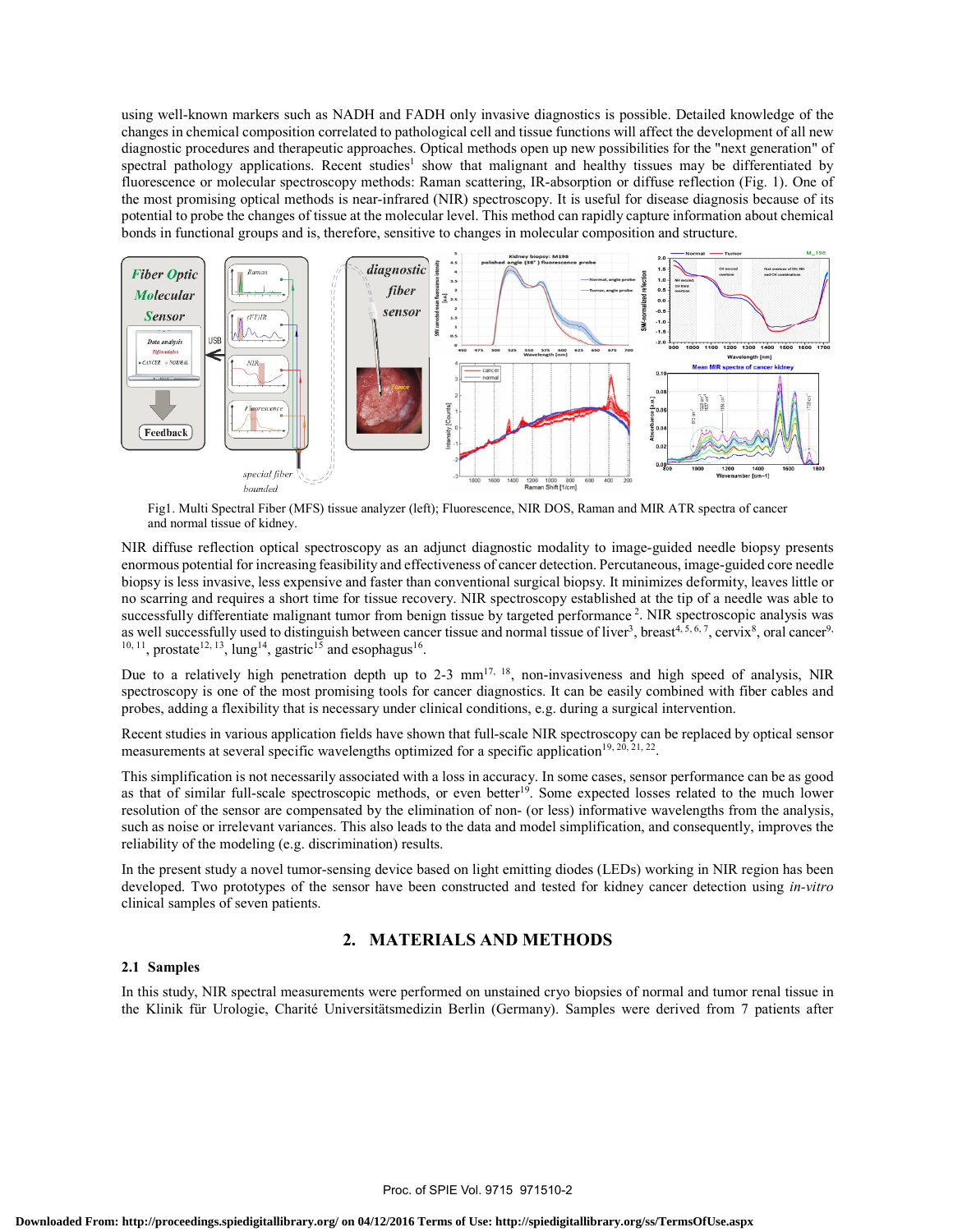using well-known markers such as NADH and FADH only invasive diagnostics is possible. Detailed knowledge of the changes in chemical composition correlated to pathological cell and tissue functions will affect the development of all new diagnostic procedures and therapeutic approaches. Optical methods open up new possibilities for the "next generation" of spectral pathology applications. Recent studies[1] show that malignant and healthy tissues may be differentiated by fluorescence or molecular spectroscopy methods: Raman scattering, IR-absorption or diffuse reflection (Fig. 1). One of the most promising optical methods is near-infrared (NIR) spectroscopy. It is useful for disease diagnosis because of its potential to probe the changes of tissue at the molecular level. This method can rapidly capture information about chemical bonds in functional groups and is, therefore, sensitive to changes in molecular composition and structure.

Fig1. Multi Spectral Fiber (MFS) tissue analyzer (left); Fluorescence, NIR DOS, Raman and MIR ATR spectra of cancer and normal tissue of kidney.

NIR diffuse reflection optical spectroscopy as an adjunct diagnostic modality to image-guided needle biopsy presents enormous potential for increasing feasibility and effectiveness of cancer detection. Percutaneous, image-guided core needle biopsy is less invasive, less expensive and faster than conventional surgical biopsy. It minimizes deformity, leaves little or no scarring and requires a short time for tissue recovery. NIR spectroscopy established at the tip of a needle was able to successfully differentiate malignant tumor from benign tissue by targeted performance [2]. NIR spectroscopic analysis was as well successfully used to distinguish between cancer tissue and normal tissue of liver[3], breast[4, 5, 6, 7], cervix[8], oral cancer[9, 10, 11], prostate[12, 13], lung[14], gastric[15] and esophagus[16].

Due to a relatively high penetration depth up to 2-3 mm[17, 18], non-invasiveness and high speed of analysis, NIR spectroscopy is one of the most promising tools for cancer diagnostics. It can be easily combined with fiber cables and probes, adding a flexibility that is necessary under clinical conditions, e.g. during a surgical intervention.

Recent studies in various application fields have shown that full-scale NIR spectroscopy can be replaced by optical sensor measurements at several specific wavelengths optimized for a specific application[19, 20, 21, 22].

This simplification is not necessarily associated with a loss in accuracy. In some cases, sensor performance can be as good as that of similar full-scale spectroscopic methods, or even better[19]. Some expected losses related to the much lower resolution of the sensor are compensated by the elimination of non- (or less) informative wavelengths from the analysis, such as noise or irrelevant variances. This also leads to the data and model simplification, and consequently, improves the reliability of the modeling (e.g. discrimination) results.

In the present study a novel tumor-sensing device based on light emitting diodes (LEDs) working in NIR region has been developed. Two prototypes of the sensor have been constructed and tested for kidney cancer detection using *in-vitro* clinical samples of seven patients.

## 2. MATERIALS AND METHODS

### 2.1 Samples

In this study, NIR spectral measurements were performed on unstained cryo biopsies of normal and tumor renal tissue in the Klinik für Urologie, Charité Universitätsmedizin Berlin (Germany). Samples were derived from 7 patients after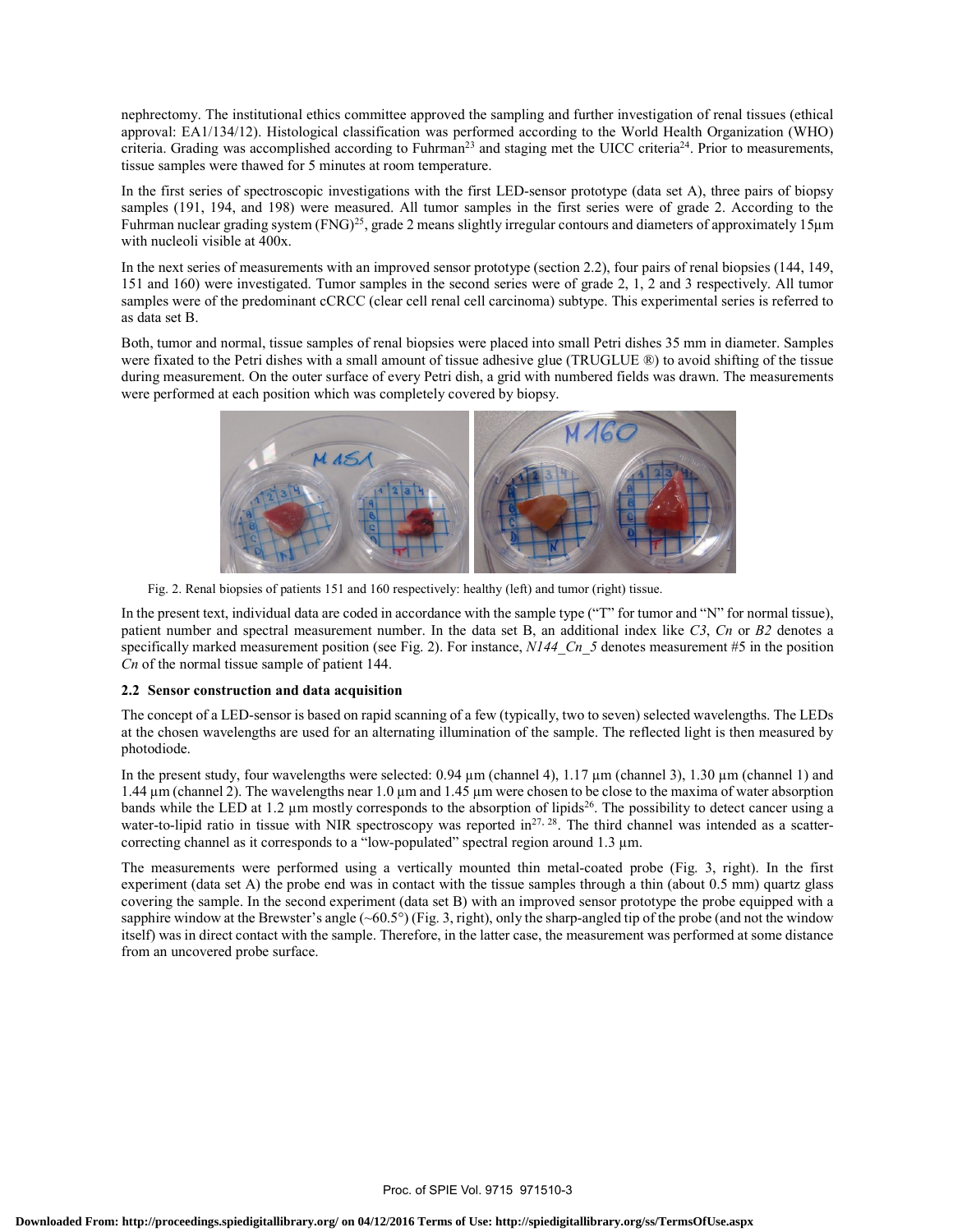nephrectomy. The institutional ethics committee approved the sampling and further investigation of renal tissues (ethical approval: EA1/134/12). Histological classification was performed according to the World Health Organization (WHO) criteria. Grading was accomplished according to Fuhrman[23] and staging met the UICC criteria[24]. Prior to measurements, tissue samples were thawed for 5 minutes at room temperature.

In the first series of spectroscopic investigations with the first LED-sensor prototype (data set A), three pairs of biopsy samples (191, 194, and 198) were measured. All tumor samples in the first series were of grade 2. According to the Fuhrman nuclear grading system (FNG)[25], grade 2 means slightly irregular contours and diameters of approximately 15µm with nucleoli visible at 400x.

In the next series of measurements with an improved sensor prototype (section 2.2), four pairs of renal biopsies (144, 149, 151 and 160) were investigated. Tumor samples in the second series were of grade 2, 1, 2 and 3 respectively. All tumor samples were of the predominant cCRCC (clear cell renal cell carcinoma) subtype. This experimental series is referred to as data set B.

Both, tumor and normal, tissue samples of renal biopsies were placed into small Petri dishes 35 mm in diameter. Samples were fixated to the Petri dishes with a small amount of tissue adhesive glue (TRUGLUE ®) to avoid shifting of the tissue during measurement. On the outer surface of every Petri dish, a grid with numbered fields was drawn. The measurements were performed at each position which was completely covered by biopsy.

Fig. 2. Renal biopsies of patients 151 and 160 respectively: healthy (left) and tumor (right) tissue.

In the present text, individual data are coded in accordance with the sample type ("T" for tumor and "N" for normal tissue), patient number and spectral measurement number. In the data set B, an additional index like *C3*, *Cn* or *B2* denotes a specifically marked measurement position (see Fig. 2). For instance, *N144_Cn_5* denotes measurement #5 in the position *Cn* of the normal tissue sample of patient 144.

### 2.2 Sensor construction and data acquisition

The concept of a LED-sensor is based on rapid scanning of a few (typically, two to seven) selected wavelengths. The LEDs at the chosen wavelengths are used for an alternating illumination of the sample. The reflected light is then measured by photodiode.

In the present study, four wavelengths were selected: 0.94 µm (channel 4), 1.17 µm (channel 3), 1.30 µm (channel 1) and 1.44 µm (channel 2). The wavelengths near 1.0 µm and 1.45 µm were chosen to be close to the maxima of water absorption bands while the LED at 1.2 µm mostly corresponds to the absorption of lipids[26]. The possibility to detect cancer using a water-to-lipid ratio in tissue with NIR spectroscopy was reported in[27, 28]. The third channel was intended as a scatter-correcting channel as it corresponds to a "low-populated" spectral region around 1.3 µm.

The measurements were performed using a vertically mounted thin metal-coated probe (Fig. 3, right). In the first experiment (data set A) the probe end was in contact with the tissue samples through a thin (about 0.5 mm) quartz glass covering the sample. In the second experiment (data set B) with an improved sensor prototype the probe equipped with a sapphire window at the Brewster's angle (~60.5°) (Fig. 3, right), only the sharp-angled tip of the probe (and not the window itself) was in direct contact with the sample. Therefore, in the latter case, the measurement was performed at some distance from an uncovered probe surface.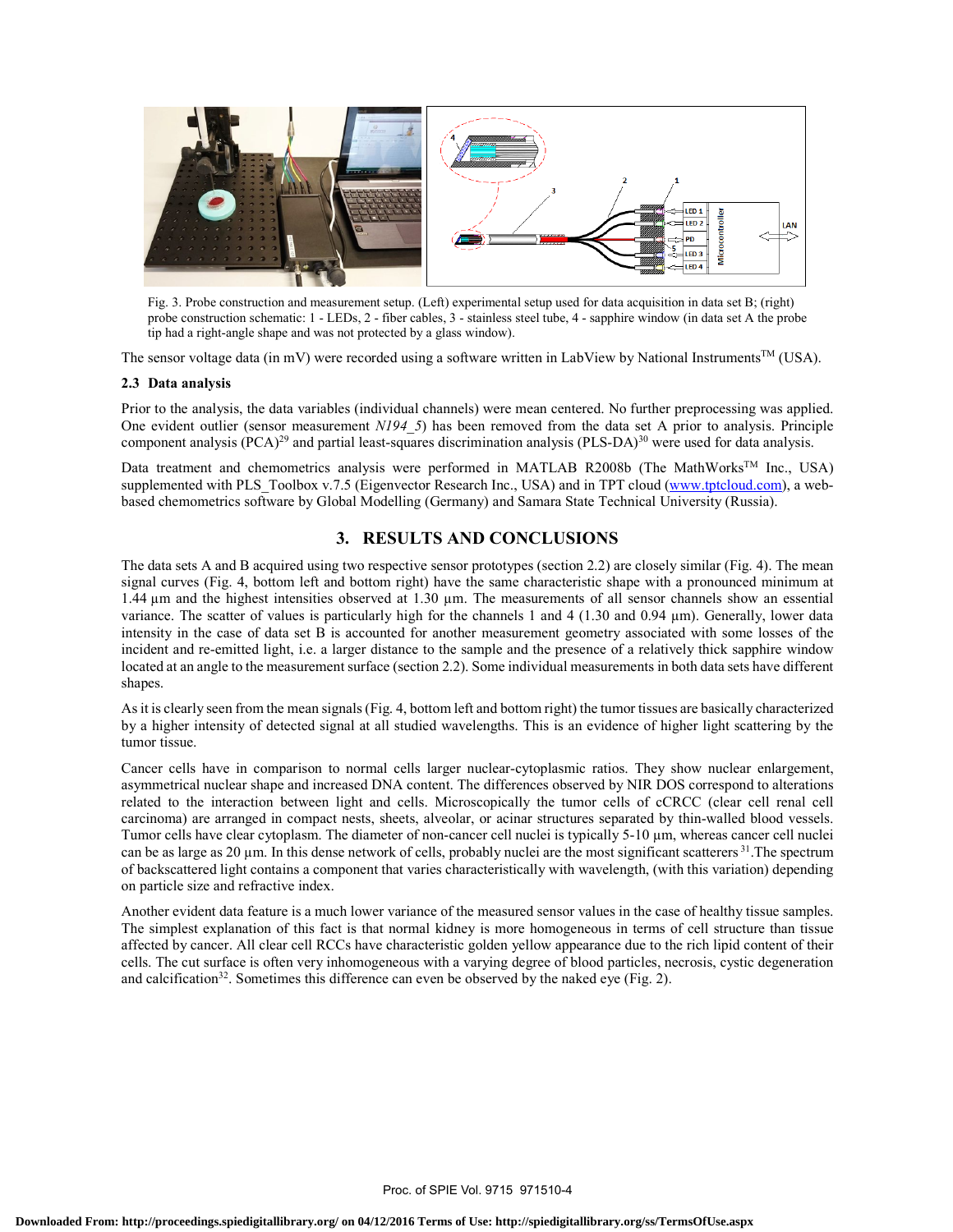Fig. 3. Probe construction and measurement setup. (Left) experimental setup used for data acquisition in data set B; (right) probe construction schematic: 1 - LEDs, 2 - fiber cables, 3 - stainless steel tube, 4 - sapphire window (in data set A the probe tip had a right-angle shape and was not protected by a glass window).

The sensor voltage data (in mV) were recorded using a software written in LabView by National Instruments™ (USA).

### 2.3 Data analysis

Prior to the analysis, the data variables (individual channels) were mean centered. No further preprocessing was applied. One evident outlier (sensor measurement *N194_5*) has been removed from the data set A prior to analysis. Principle component analysis (PCA)[29] and partial least-squares discrimination analysis (PLS-DA)[30] were used for data analysis.

Data treatment and chemometrics analysis were performed in MATLAB R2008b (The MathWorks™ Inc., USA) supplemented with PLS_Toolbox v.7.5 (Eigenvector Research Inc., USA) and in TPT cloud (www.tptcloud.com), a web-based chemometrics software by Global Modelling (Germany) and Samara State Technical University (Russia).

## 3. RESULTS AND CONCLUSIONS

The data sets A and B acquired using two respective sensor prototypes (section 2.2) are closely similar (Fig. 4). The mean signal curves (Fig. 4, bottom left and bottom right) have the same characteristic shape with a pronounced minimum at 1.44 µm and the highest intensities observed at 1.30 µm. The measurements of all sensor channels show an essential variance. The scatter of values is particularly high for the channels 1 and 4 (1.30 and 0.94 µm). Generally, lower data intensity in the case of data set B is accounted for another measurement geometry associated with some losses of the incident and re-emitted light, i.e. a larger distance to the sample and the presence of a relatively thick sapphire window located at an angle to the measurement surface (section 2.2). Some individual measurements in both data sets have different shapes.

As it is clearly seen from the mean signals (Fig. 4, bottom left and bottom right) the tumor tissues are basically characterized by a higher intensity of detected signal at all studied wavelengths. This is an evidence of higher light scattering by the tumor tissue.

Cancer cells have in comparison to normal cells larger nuclear-cytoplasmic ratios. They show nuclear enlargement, asymmetrical nuclear shape and increased DNA content. The differences observed by NIR DOS correspond to alterations related to the interaction between light and cells. Microscopically the tumor cells of cCRCC (clear cell renal cell carcinoma) are arranged in compact nests, sheets, alveolar, or acinar structures separated by thin-walled blood vessels. Tumor cells have clear cytoplasm. The diameter of non-cancer cell nuclei is typically 5-10 µm, whereas cancer cell nuclei can be as large as 20 µm. In this dense network of cells, probably nuclei are the most significant scatterers [31]. The spectrum of backscattered light contains a component that varies characteristically with wavelength, (with this variation) depending on particle size and refractive index.

Another evident data feature is a much lower variance of the measured sensor values in the case of healthy tissue samples. The simplest explanation of this fact is that normal kidney is more homogeneous in terms of cell structure than tissue affected by cancer. All clear cell RCCs have characteristic golden yellow appearance due to the rich lipid content of their cells. The cut surface is often very inhomogeneous with a varying degree of blood particles, necrosis, cystic degeneration and calcification[32]. Sometimes this difference can even be observed by the naked eye (Fig. 2).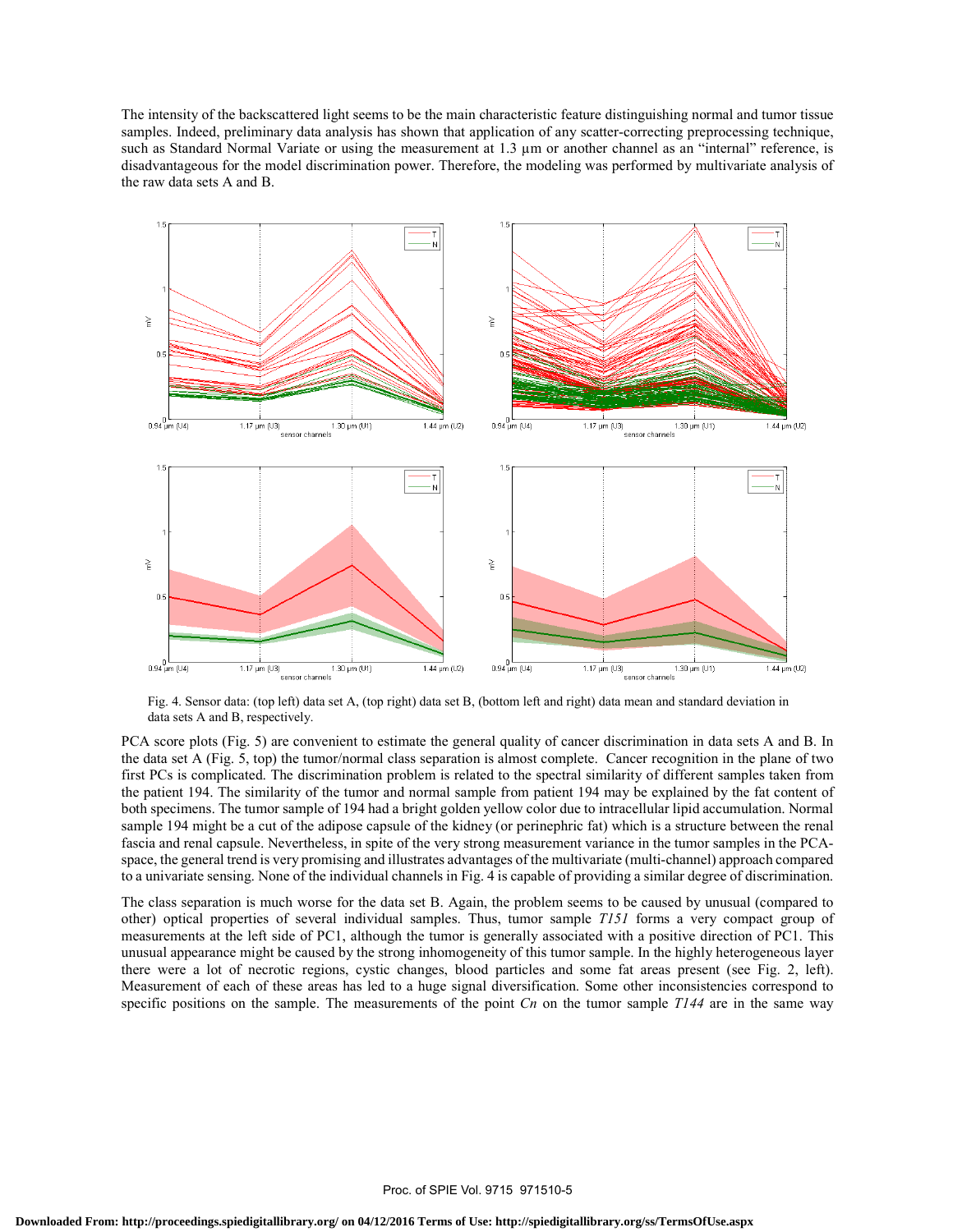The intensity of the backscattered light seems to be the main characteristic feature distinguishing normal and tumor tissue samples. Indeed, preliminary data analysis has shown that application of any scatter-correcting preprocessing technique, such as Standard Normal Variate or using the measurement at 1.3 µm or another channel as an "internal" reference, is disadvantageous for the model discrimination power. Therefore, the modeling was performed by multivariate analysis of the raw data sets A and B.

Fig. 4. Sensor data: (top left) data set A, (top right) data set B, (bottom left and right) data mean and standard deviation in data sets A and B, respectively.

PCA score plots (Fig. 5) are convenient to estimate the general quality of cancer discrimination in data sets A and B. In the data set A (Fig. 5, top) the tumor/normal class separation is almost complete. Cancer recognition in the plane of two first PCs is complicated. The discrimination problem is related to the spectral similarity of different samples taken from the patient 194. The similarity of the tumor and normal sample from patient 194 may be explained by the fat content of both specimens. The tumor sample of 194 had a bright golden yellow color due to intracellular lipid accumulation. Normal sample 194 might be a cut of the adipose capsule of the kidney (or perinephric fat) which is a structure between the renal fascia and renal capsule. Nevertheless, in spite of the very strong measurement variance in the tumor samples in the PCA-space, the general trend is very promising and illustrates advantages of the multivariate (multi-channel) approach compared to a univariate sensing. None of the individual channels in Fig. 4 is capable of providing a similar degree of discrimination.

The class separation is much worse for the data set B. Again, the problem seems to be caused by unusual (compared to other) optical properties of several individual samples. Thus, tumor sample *T151* forms a very compact group of measurements at the left side of PC1, although the tumor is generally associated with a positive direction of PC1. This unusual appearance might be caused by the strong inhomogeneity of this tumor sample. In the highly heterogeneous layer there were a lot of necrotic regions, cystic changes, blood particles and some fat areas present (see Fig. 2, left). Measurement of each of these areas has led to a huge signal diversification. Some other inconsistencies correspond to specific positions on the sample. The measurements of the point *Cn* on the tumor sample *T144* are in the same way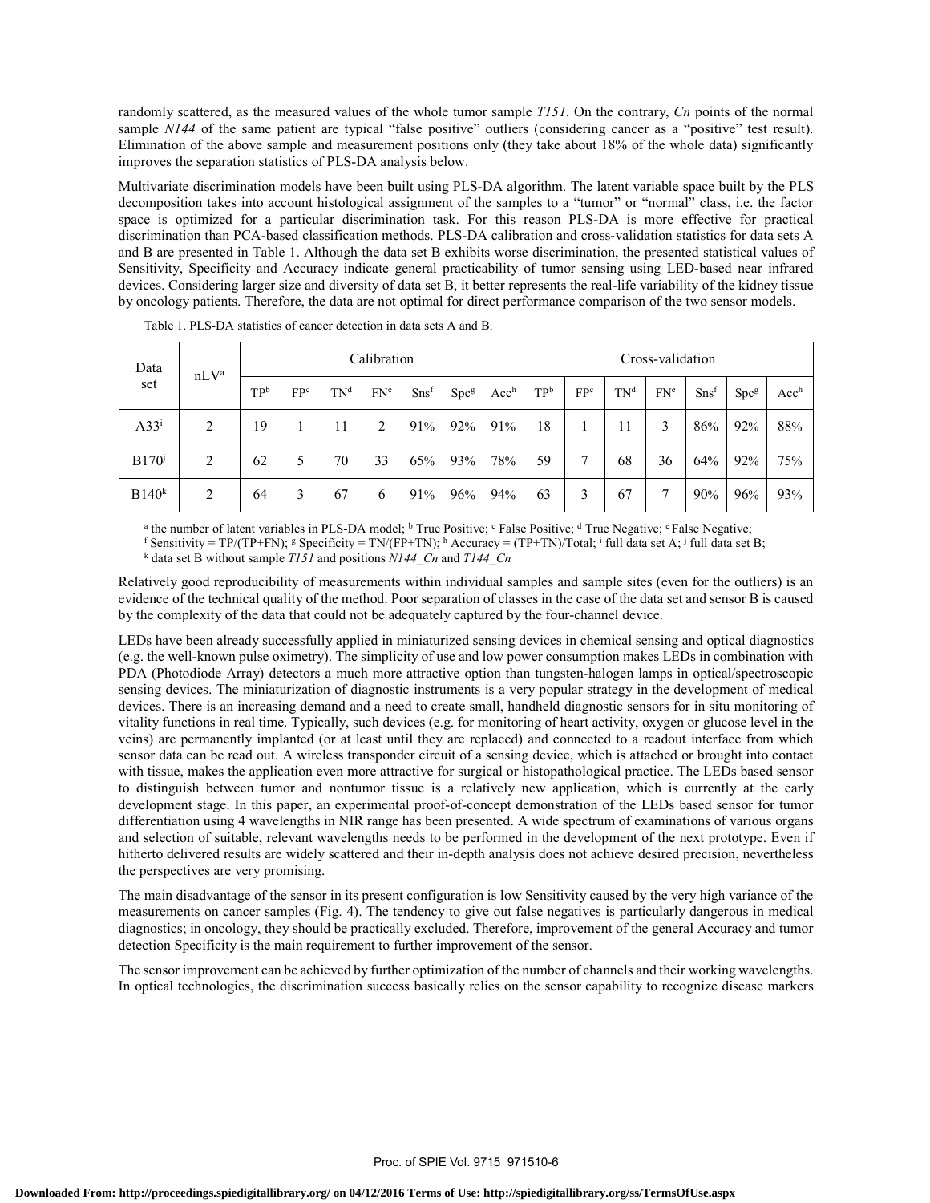randomly scattered, as the measured values of the whole tumor sample *T151*. On the contrary, *Cn* points of the normal sample *N144* of the same patient are typical "false positive" outliers (considering cancer as a "positive" test result). Elimination of the above sample and measurement positions only (they take about 18% of the whole data) significantly improves the separation statistics of PLS-DA analysis below.

Multivariate discrimination models have been built using PLS-DA algorithm. The latent variable space built by the PLS decomposition takes into account histological assignment of the samples to a "tumor" or "normal" class, i.e. the factor space is optimized for a particular discrimination task. For this reason PLS-DA is more effective for practical discrimination than PCA-based classification methods. PLS-DA calibration and cross-validation statistics for data sets A and B are presented in Table 1. Although the data set B exhibits worse discrimination, the presented statistical values of Sensitivity, Specificity and Accuracy indicate general practicability of tumor sensing using LED-based near infrared devices. Considering larger size and diversity of data set B, it better represents the real-life variability of the kidney tissue by oncology patients. Therefore, the data are not optimal for direct performance comparison of the two sensor models.

Table 1. PLS-DA statistics of cancer detection in data sets A and B.

| Data set | nLV[a] | Calibration | | | | | | | Cross-validation | | | | | | |
|---|---|---|---|---|---|---|---|---|---|---|---|---|---|---|---|
| | | TP[b] | FP[c] | TN[d] | FN[e] | Sns[f] | Spc[g] | Acc[h] | TP[b] | FP[c] | TN[d] | FN[e] | Sns[f] | Spc[g] | Acc[h] |
| A33[i] | 2 | 19 | 1 | 11 | 2 | 91% | 92% | 91% | 18 | 1 | 11 | 3 | 86% | 92% | 88% |
| B170[j] | 2 | 62 | 5 | 70 | 33 | 65% | 93% | 78% | 59 | 7 | 68 | 36 | 64% | 92% | 75% |
| B140[k] | 2 | 64 | 3 | 67 | 6 | 91% | 96% | 94% | 63 | 3 | 67 | 7 | 90% | 96% | 93% |

[a] the number of latent variables in PLS-DA model; [b] True Positive; [c] False Positive; [d] True Negative; [e] False Negative;
[f] Sensitivity = TP/(TP+FN); [g] Specificity = TN/(FP+TN); [h] Accuracy = (TP+TN)/Total; [i] full data set A; [j] full data set B;
[k] data set B without sample *T151* and positions *N144_Cn* and *T144_Cn*

Relatively good reproducibility of measurements within individual samples and sample sites (even for the outliers) is an evidence of the technical quality of the method. Poor separation of classes in the case of the data set and sensor B is caused by the complexity of the data that could not be adequately captured by the four-channel device.

LEDs have been already successfully applied in miniaturized sensing devices in chemical sensing and optical diagnostics (e.g. the well-known pulse oximetry). The simplicity of use and low power consumption makes LEDs in combination with PDA (Photodiode Array) detectors a much more attractive option than tungsten-halogen lamps in optical/spectroscopic sensing devices. The miniaturization of diagnostic instruments is a very popular strategy in the development of medical devices. There is an increasing demand and a need to create small, handheld diagnostic sensors for in situ monitoring of vitality functions in real time. Typically, such devices (e.g. for monitoring of heart activity, oxygen or glucose level in the veins) are permanently implanted (or at least until they are replaced) and connected to a readout interface from which sensor data can be read out. A wireless transponder circuit of a sensing device, which is attached or brought into contact with tissue, makes the application even more attractive for surgical or histopathological practice. The LEDs based sensor to distinguish between tumor and nontumor tissue is a relatively new application, which is currently at the early development stage. In this paper, an experimental proof-of-concept demonstration of the LEDs based sensor for tumor differentiation using 4 wavelengths in NIR range has been presented. A wide spectrum of examinations of various organs and selection of suitable, relevant wavelengths needs to be performed in the development of the next prototype. Even if hitherto delivered results are widely scattered and their in-depth analysis does not achieve desired precision, nevertheless the perspectives are very promising.

The main disadvantage of the sensor in its present configuration is low Sensitivity caused by the very high variance of the measurements on cancer samples (Fig. 4). The tendency to give out false negatives is particularly dangerous in medical diagnostics; in oncology, they should be practically excluded. Therefore, improvement of the general Accuracy and tumor detection Specificity is the main requirement to further improvement of the sensor.

The sensor improvement can be achieved by further optimization of the number of channels and their working wavelengths. In optical technologies, the discrimination success basically relies on the sensor capability to recognize disease markers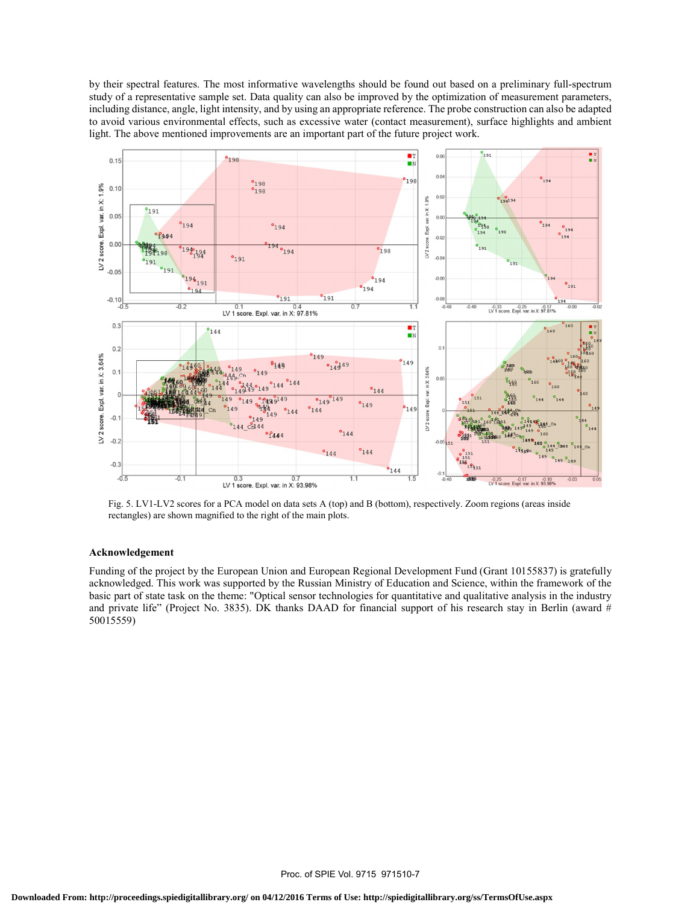by their spectral features. The most informative wavelengths should be found out based on a preliminary full-spectrum study of a representative sample set. Data quality can also be improved by the optimization of measurement parameters, including distance, angle, light intensity, and by using an appropriate reference. The probe construction can also be adapted to avoid various environmental effects, such as excessive water (contact measurement), surface highlights and ambient light. The above mentioned improvements are an important part of the future project work.

Fig. 5. LV1-LV2 scores for a PCA model on data sets A (top) and B (bottom), respectively. Zoom regions (areas inside rectangles) are shown magnified to the right of the main plots.

### Acknowledgement

Funding of the project by the European Union and European Regional Development Fund (Grant 10155837) is gratefully acknowledged. This work was supported by the Russian Ministry of Education and Science, within the framework of the basic part of state task on the theme: "Optical sensor technologies for quantitative and qualitative analysis in the industry and private life" (Project No. 3835). DK thanks DAAD for financial support of his research stay in Berlin (award # 50015559)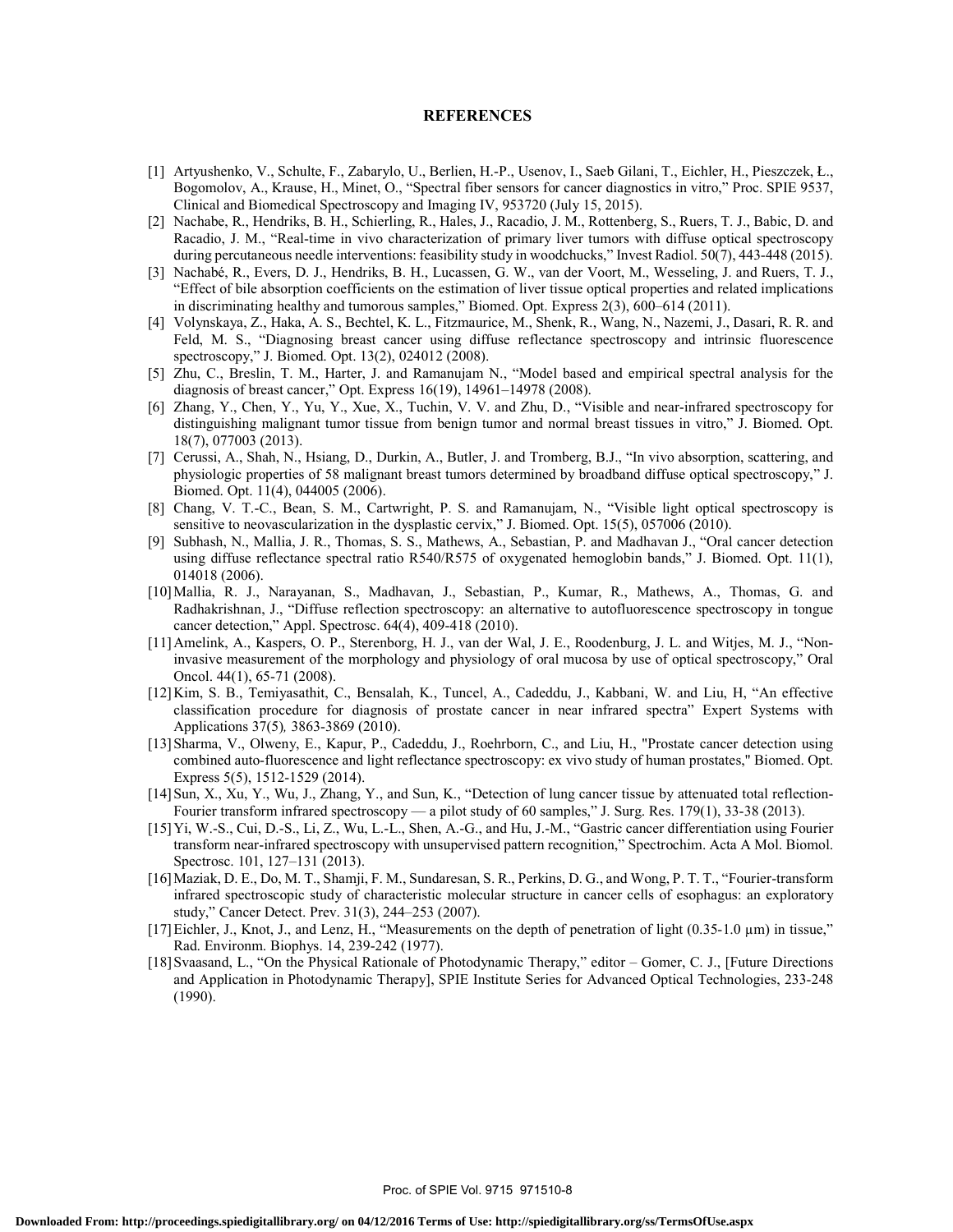## REFERENCES

[1] Artyushenko, V., Schulte, F., Zabarylo, U., Berlien, H.-P., Usenov, I., Saeb Gilani, T., Eichler, H., Pieszczek, Ł., Bogomolov, A., Krause, H., Minet, O., "Spectral fiber sensors for cancer diagnostics in vitro," Proc. SPIE 9537, Clinical and Biomedical Spectroscopy and Imaging IV, 953720 (July 15, 2015).

[2] Nachabe, R., Hendriks, B. H., Schierling, R., Hales, J., Racadio, J. M., Rottenberg, S., Ruers, T. J., Babic, D. and Racadio, J. M., "Real-time in vivo characterization of primary liver tumors with diffuse optical spectroscopy during percutaneous needle interventions: feasibility study in woodchucks," Invest Radiol. 50(7), 443-448 (2015).

[3] Nachabé, R., Evers, D. J., Hendriks, B. H., Lucassen, G. W., van der Voort, M., Wesseling, J. and Ruers, T. J., "Effect of bile absorption coefficients on the estimation of liver tissue optical properties and related implications in discriminating healthy and tumorous samples," Biomed. Opt. Express 2(3), 600–614 (2011).

[4] Volynskaya, Z., Haka, A. S., Bechtel, K. L., Fitzmaurice, M., Shenk, R., Wang, N., Nazemi, J., Dasari, R. R. and Feld, M. S., "Diagnosing breast cancer using diffuse reflectance spectroscopy and intrinsic fluorescence spectroscopy," J. Biomed. Opt. 13(2), 024012 (2008).

[5] Zhu, C., Breslin, T. M., Harter, J. and Ramanujam N., "Model based and empirical spectral analysis for the diagnosis of breast cancer," Opt. Express 16(19), 14961–14978 (2008).

[6] Zhang, Y., Chen, Y., Yu, Y., Xue, X., Tuchin, V. V. and Zhu, D., "Visible and near-infrared spectroscopy for distinguishing malignant tumor tissue from benign tumor and normal breast tissues in vitro," J. Biomed. Opt. 18(7), 077003 (2013).

[7] Cerussi, A., Shah, N., Hsiang, D., Durkin, A., Butler, J. and Tromberg, B.J., "In vivo absorption, scattering, and physiologic properties of 58 malignant breast tumors determined by broadband diffuse optical spectroscopy," J. Biomed. Opt. 11(4), 044005 (2006).

[8] Chang, V. T.-C., Bean, S. M., Cartwright, P. S. and Ramanujam, N., "Visible light optical spectroscopy is sensitive to neovascularization in the dysplastic cervix," J. Biomed. Opt. 15(5), 057006 (2010).

[9] Subhash, N., Mallia, J. R., Thomas, S. S., Mathews, A., Sebastian, P. and Madhavan J., "Oral cancer detection using diffuse reflectance spectral ratio R540/R575 of oxygenated hemoglobin bands," J. Biomed. Opt. 11(1), 014018 (2006).

[10] Mallia, R. J., Narayanan, S., Madhavan, J., Sebastian, P., Kumar, R., Mathews, A., Thomas, G. and Radhakrishnan, J., "Diffuse reflection spectroscopy: an alternative to autofluorescence spectroscopy in tongue cancer detection," Appl. Spectrosc. 64(4), 409-418 (2010).

[11] Amelink, A., Kaspers, O. P., Sterenborg, H. J., van der Wal, J. E., Roodenburg, J. L. and Witjes, M. J., "Non-invasive measurement of the morphology and physiology of oral mucosa by use of optical spectroscopy," Oral Oncol. 44(1), 65-71 (2008).

[12] Kim, S. B., Temiyasathit, C., Bensalah, K., Tuncel, A., Cadeddu, J., Kabbani, W. and Liu, H, "An effective classification procedure for diagnosis of prostate cancer in near infrared spectra" Expert Systems with Applications 37(5), 3863-3869 (2010).

[13] Sharma, V., Olweny, E., Kapur, P., Cadeddu, J., Roehrborn, C., and Liu, H., "Prostate cancer detection using combined auto-fluorescence and light reflectance spectroscopy: ex vivo study of human prostates," Biomed. Opt. Express 5(5), 1512-1529 (2014).

[14] Sun, X., Xu, Y., Wu, J., Zhang, Y., and Sun, K., "Detection of lung cancer tissue by attenuated total reflection-Fourier transform infrared spectroscopy — a pilot study of 60 samples," J. Surg. Res. 179(1), 33-38 (2013).

[15] Yi, W.-S., Cui, D.-S., Li, Z., Wu, L.-L., Shen, A.-G., and Hu, J.-M., "Gastric cancer differentiation using Fourier transform near-infrared spectroscopy with unsupervised pattern recognition," Spectrochim. Acta A Mol. Biomol. Spectrosc. 101, 127–131 (2013).

[16] Maziak, D. E., Do, M. T., Shamji, F. M., Sundaresan, S. R., Perkins, D. G., and Wong, P. T. T., "Fourier-transform infrared spectroscopic study of characteristic molecular structure in cancer cells of esophagus: an exploratory study," Cancer Detect. Prev. 31(3), 244–253 (2007).

[17] Eichler, J., Knot, J., and Lenz, H., "Measurements on the depth of penetration of light (0.35-1.0 µm) in tissue," Rad. Environm. Biophys. 14, 239-242 (1977).

[18] Svaasand, L., "On the Physical Rationale of Photodynamic Therapy," editor – Gomer, C. J., [Future Directions and Application in Photodynamic Therapy], SPIE Institute Series for Advanced Optical Technologies, 233-248 (1990).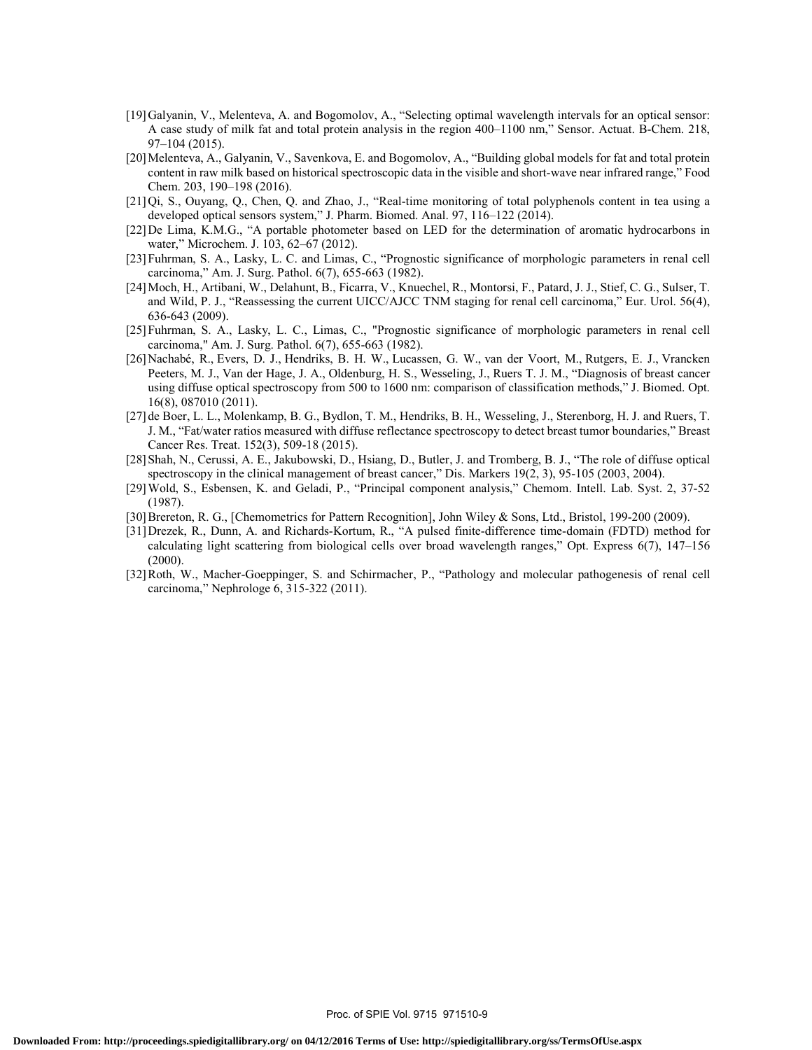[19] Galyanin, V., Melenteva, A. and Bogomolov, A., "Selecting optimal wavelength intervals for an optical sensor: A case study of milk fat and total protein analysis in the region 400–1100 nm," Sensor. Actuat. B-Chem. 218, 97–104 (2015).

[20] Melenteva, A., Galyanin, V., Savenkova, E. and Bogomolov, A., "Building global models for fat and total protein content in raw milk based on historical spectroscopic data in the visible and short-wave near infrared range," Food Chem. 203, 190–198 (2016).

[21] Qi, S., Ouyang, Q., Chen, Q. and Zhao, J., "Real-time monitoring of total polyphenols content in tea using a developed optical sensors system," J. Pharm. Biomed. Anal. 97, 116–122 (2014).

[22] De Lima, K.M.G., "A portable photometer based on LED for the determination of aromatic hydrocarbons in water," Microchem. J. 103, 62–67 (2012).

[23] Fuhrman, S. A., Lasky, L. C. and Limas, C., "Prognostic significance of morphologic parameters in renal cell carcinoma," Am. J. Surg. Pathol. 6(7), 655-663 (1982).

[24] Moch, H., Artibani, W., Delahunt, B., Ficarra, V., Knuechel, R., Montorsi, F., Patard, J. J., Stief, C. G., Sulser, T. and Wild, P. J., "Reassessing the current UICC/AJCC TNM staging for renal cell carcinoma," Eur. Urol. 56(4), 636-643 (2009).

[25] Fuhrman, S. A., Lasky, L. C., Limas, C., "Prognostic significance of morphologic parameters in renal cell carcinoma," Am. J. Surg. Pathol. 6(7), 655-663 (1982).

[26] Nachabé, R., Evers, D. J., Hendriks, B. H. W., Lucassen, G. W., van der Voort, M., Rutgers, E. J., Vrancken Peeters, M. J., Van der Hage, J. A., Oldenburg, H. S., Wesseling, J., Ruers T. J. M., "Diagnosis of breast cancer using diffuse optical spectroscopy from 500 to 1600 nm: comparison of classification methods," J. Biomed. Opt. 16(8), 087010 (2011).

[27] de Boer, L. L., Molenkamp, B. G., Bydlon, T. M., Hendriks, B. H., Wesseling, J., Sterenborg, H. J. and Ruers, T. J. M., "Fat/water ratios measured with diffuse reflectance spectroscopy to detect breast tumor boundaries," Breast Cancer Res. Treat. 152(3), 509-18 (2015).

[28] Shah, N., Cerussi, A. E., Jakubowski, D., Hsiang, D., Butler, J. and Tromberg, B. J., "The role of diffuse optical spectroscopy in the clinical management of breast cancer," Dis. Markers 19(2, 3), 95-105 (2003, 2004).

[29] Wold, S., Esbensen, K. and Geladi, P., "Principal component analysis," Chemom. Intell. Lab. Syst. 2, 37-52 (1987).

[30] Brereton, R. G., [Chemometrics for Pattern Recognition], John Wiley & Sons, Ltd., Bristol, 199-200 (2009).

[31] Drezek, R., Dunn, A. and Richards-Kortum, R., "A pulsed finite-difference time-domain (FDTD) method for calculating light scattering from biological cells over broad wavelength ranges," Opt. Express 6(7), 147–156 (2000).

[32] Roth, W., Macher-Goeppinger, S. and Schirmacher, P., "Pathology and molecular pathogenesis of renal cell carcinoma," Nephrologe 6, 315-322 (2011).